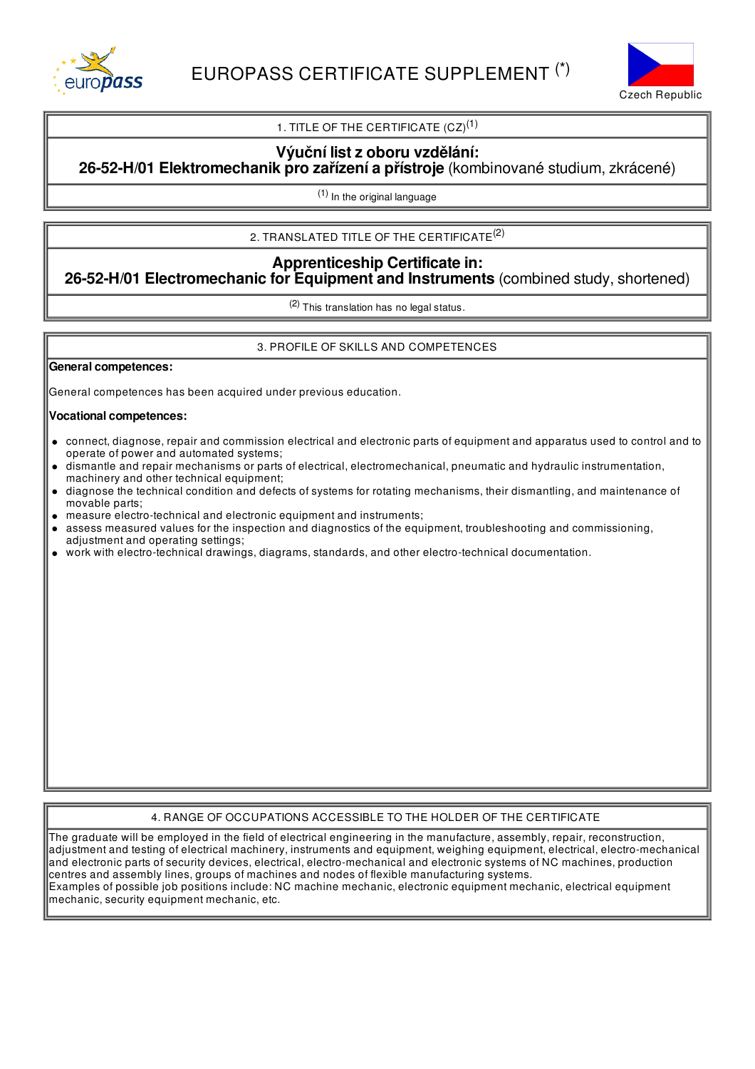# EUROPASS CERTIFICATE SUPPLEMENT (*)

Czech Republic

## 1. TITLE OF THE CERTIFICATE (CZ)(1)

**Výuční list z oboru vzdělání:**
**26-52-H/01 Elektromechanik pro zařízení a přístroje** (kombinované studium, zkrácené)

(1) In the original language

## 2. TRANSLATED TITLE OF THE CERTIFICATE(2)

**Apprenticeship Certificate in:**
**26-52-H/01 Electromechanic for Equipment and Instruments** (combined study, shortened)

(2) This translation has no legal status.

## 3. PROFILE OF SKILLS AND COMPETENCES

**General competences:**

General competences has been acquired under previous education.

**Vocational competences:**

- connect, diagnose, repair and commission electrical and electronic parts of equipment and apparatus used to control and to operate of power and automated systems;
- dismantle and repair mechanisms or parts of electrical, electromechanical, pneumatic and hydraulic instrumentation, machinery and other technical equipment;
- diagnose the technical condition and defects of systems for rotating mechanisms, their dismantling, and maintenance of movable parts;
- measure electro-technical and electronic equipment and instruments;
- assess measured values for the inspection and diagnostics of the equipment, troubleshooting and commissioning, adjustment and operating settings;
- work with electro-technical drawings, diagrams, standards, and other electro-technical documentation.

## 4. RANGE OF OCCUPATIONS ACCESSIBLE TO THE HOLDER OF THE CERTIFICATE

The graduate will be employed in the field of electrical engineering in the manufacture, assembly, repair, reconstruction, adjustment and testing of electrical machinery, instruments and equipment, weighing equipment, electrical, electro-mechanical and electronic parts of security devices, electrical, electro-mechanical and electronic systems of NC machines, production centres and assembly lines, groups of machines and nodes of flexible manufacturing systems.
Examples of possible job positions include: NC machine mechanic, electronic equipment mechanic, electrical equipment mechanic, security equipment mechanic, etc.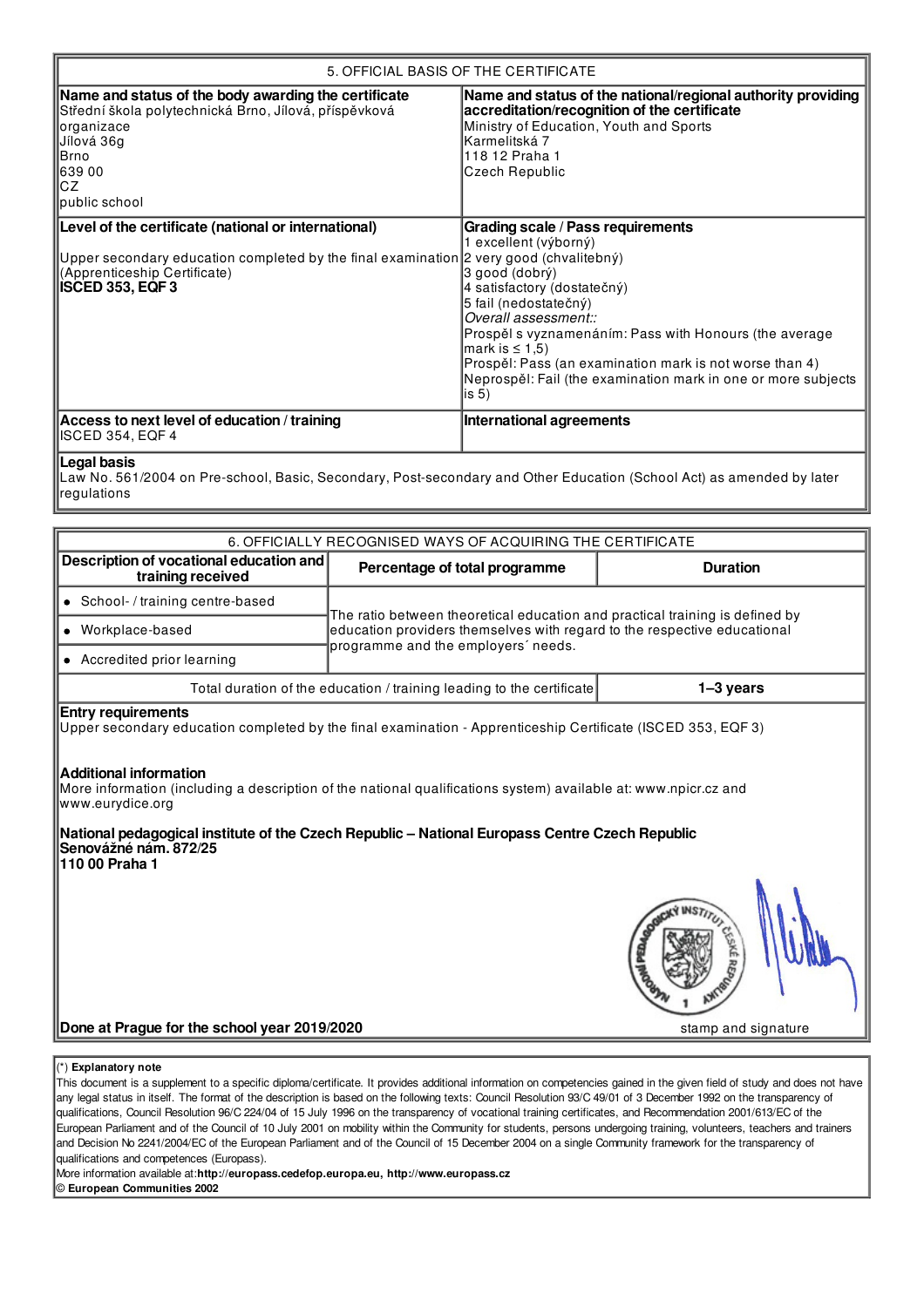## 5. OFFICIAL BASIS OF THE CERTIFICATE

| | |
|---|---|
| **Name and status of the body awarding the certificate**<br>Střední škola polytechnická Brno, Jílová, příspěvková organizace<br>Jílová 36g<br>Brno<br>639 00<br>CZ<br>public school | **Name and status of the national/regional authority providing accreditation/recognition of the certificate**<br>Ministry of Education, Youth and Sports<br>Karmelitská 7<br>118 12 Praha 1<br>Czech Republic |
| **Level of the certificate (national or international)**<br>Upper secondary education completed by the final examination (Apprenticeship Certificate)<br>**ISCED 353, EQF 3** | **Grading scale / Pass requirements**<br>1 excellent (výborný)<br>2 very good (chvalitebný)<br>3 good (dobrý)<br>4 satisfactory (dostatečný)<br>5 fail (nedostatečný)<br>*Overall assessment::*<br>Prospěl s vyznamenáním: Pass with Honours (the average mark is ≤ 1,5)<br>Prospěl: Pass (an examination mark is not worse than 4)<br>Neprospěl: Fail (the examination mark in one or more subjects is 5) |
| **Access to next level of education / training**<br>ISCED 354, EQF 4 | **International agreements** |

**Legal basis**
Law No. 561/2004 on Pre-school, Basic, Secondary, Post-secondary and Other Education (School Act) as amended by later regulations

## 6. OFFICIALLY RECOGNISED WAYS OF ACQUIRING THE CERTIFICATE

| Description of vocational education and training received | Percentage of total programme | Duration |
|---|---|---|
| • School- / training centre-based | The ratio between theoretical education and practical training is defined by education providers themselves with regard to the respective educational programme and the employers´ needs. | |
| • Workplace-based | | |
| • Accredited prior learning | | |
| Total duration of the education / training leading to the certificate | | **1–3 years** |

**Entry requirements**
Upper secondary education completed by the final examination - Apprenticeship Certificate (ISCED 353, EQF 3)

**Additional information**
More information (including a description of the national qualifications system) available at: www.npicr.cz and www.eurydice.org

**National pedagogical institute of the Czech Republic – National Europass Centre Czech Republic**
**Senovážné nám. 872/25**
**110 00 Praha 1**

**Done at Prague for the school year 2019/2020**

stamp and signature

(*) **Explanatory note**
This document is a supplement to a specific diploma/certificate. It provides additional information on competencies gained in the given field of study and does not have any legal status in itself. The format of the description is based on the following texts: Council Resolution 93/C 49/01 of 3 December 1992 on the transparency of qualifications, Council Resolution 96/C 224/04 of 15 July 1996 on the transparency of vocational training certificates, and Recommendation 2001/613/EC of the European Parliament and of the Council of 10 July 2001 on mobility within the Community for students, persons undergoing training, volunteers, teachers and trainers and Decision No 2241/2004/EC of the European Parliament and of the Council of 15 December 2004 on a single Community framework for the transparency of qualifications and competences (Europass).
More information available at:**http://europass.cedefop.europa.eu, http://www.europass.cz**
© **European Communities 2002**